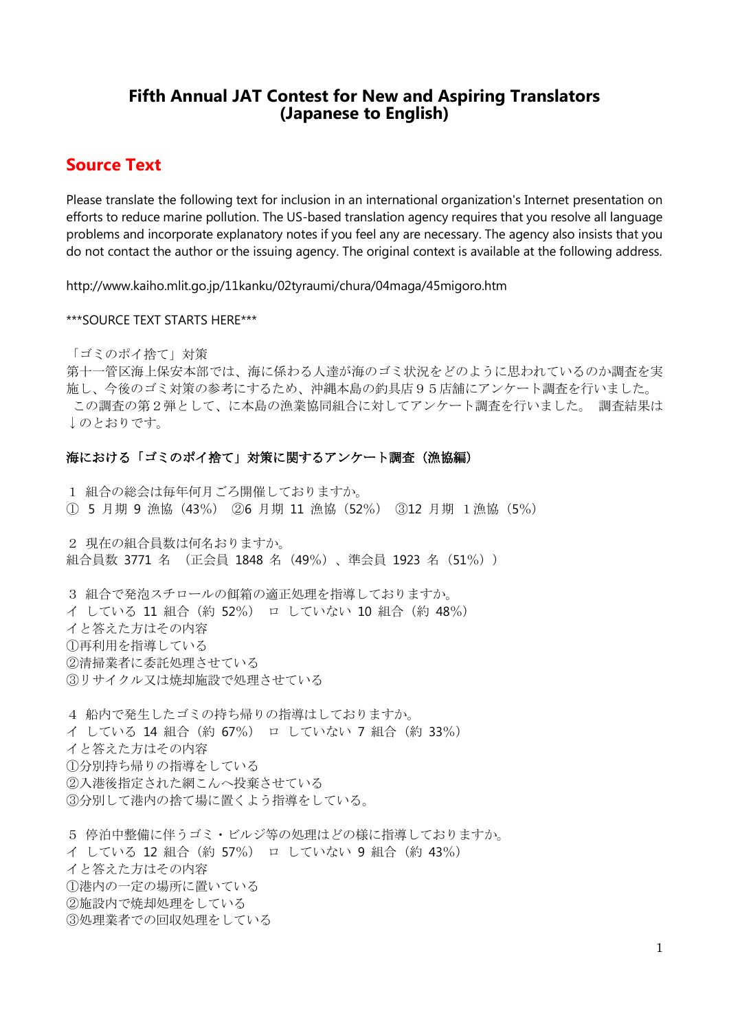# Fifth Annual JAT Contest for New and Aspiring Translators (Japanese to English)

## Source Text

Please translate the following text for inclusion in an international organization's Internet presentation on efforts to reduce marine pollution. The US-based translation agency requires that you resolve all language problems and incorporate explanatory notes if you feel any are necessary. The agency also insists that you do not contact the author or the issuing agency. The original context is available at the following address.

http://www.kaiho.mlit.go.jp/11kanku/02tyraumi/chura/04maga/45migoro.htm

***SOURCE TEXT STARTS HERE***

「ゴミのポイ捨て」対策
第十一管区海上保安本部では、海に係わる人達が海のゴミ状況をどのように思われているのか調査を実施し、今後のゴミ対策の参考にするため、沖縄本島の釣具店９５店舗にアンケート調査を行いました。
この調査の第２弾として、に本島の漁業協同組合に対してアンケート調査を行いました。 調査結果は↓のとおりです。

**海における「ゴミのポイ捨て」対策に関するアンケート調査（漁協編）**

１ 組合の総会は毎年何月ごろ開催しておりますか。
① 5 月期 9 漁協（43%） ②6 月期 11 漁協（52%） ③12 月期 1 漁協（5%）

２ 現在の組合員数は何名おりますか。
組合員数 3771 名 （正会員 1848 名（49%）、準会員 1923 名（51%））

３ 組合で発泡スチロールの餌箱の適正処理を指導しておりますか。
イ している 11 組合（約 52%） ロ していない 10 組合（約 48%）
イと答えた方はその内容
①再利用を指導している
②清掃業者に委託処理させている
③リサイクル又は焼却施設で処理させている

４ 船内で発生したゴミの持ち帰りの指導はしておりますか。
イ している 14 組合（約 67%） ロ していない 7 組合（約 33%）
イと答えた方はその内容
①分別持ち帰りの指導をしている
②入港後指定された網こんへ投棄させている
③分別して港内の捨て場に置くよう指導をしている。

５ 停泊中整備に伴うゴミ・ビルジ等の処理はどの様に指導しておりますか。
イ している 12 組合（約 57%） ロ していない 9 組合（約 43%）
イと答えた方はその内容
①港内の一定の場所に置いている
②施設内で焼却処理をしている
③処理業者での回収処理をしている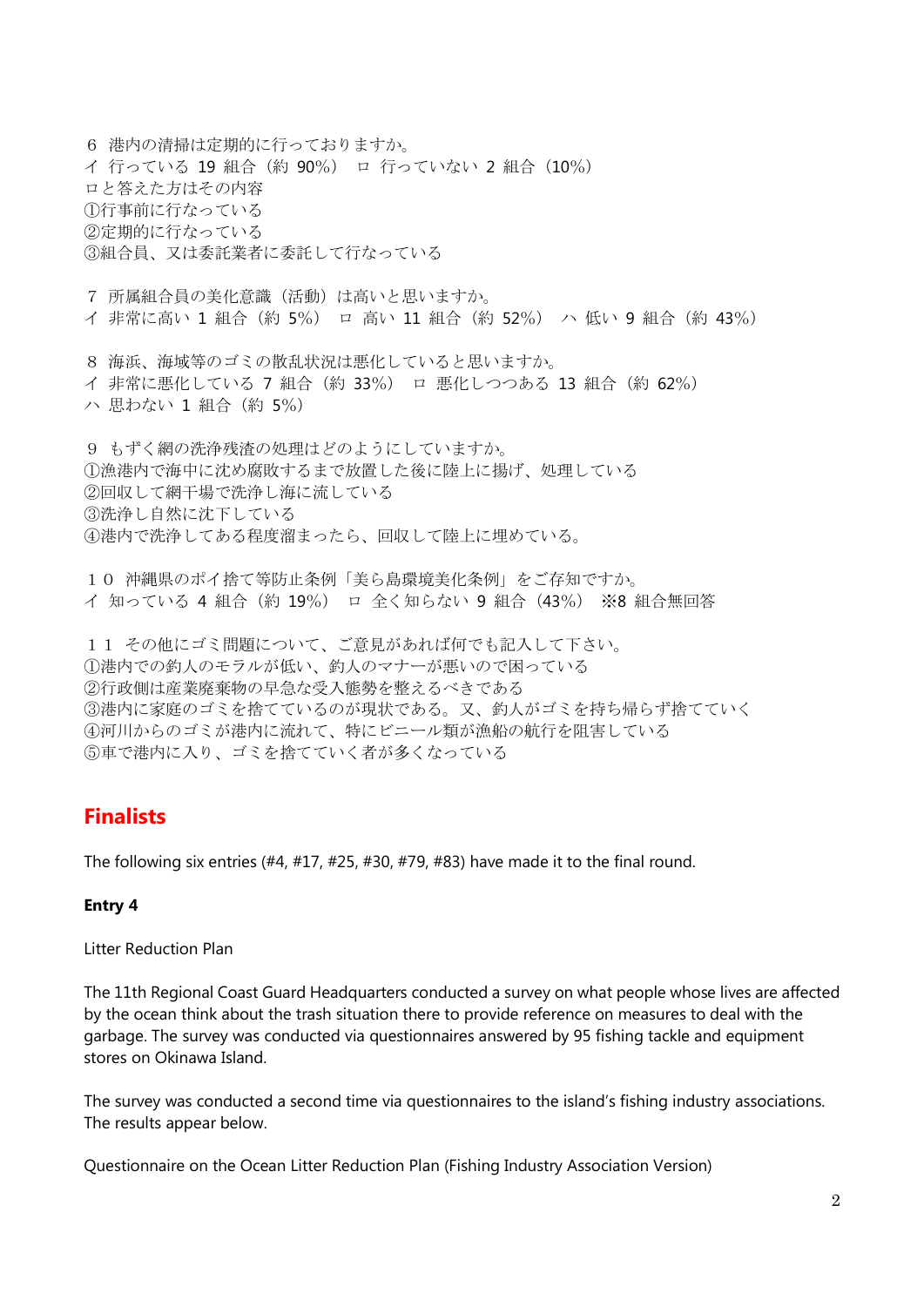６ 港内の清掃は定期的に行っておりますか。
イ 行っている 19 組合（約 90%） ロ 行っていない 2 組合（10%）
ロと答えた方はその内容
①行事前に行なっている
②定期的に行なっている
③組合員、又は委託業者に委託して行なっている

７ 所属組合員の美化意識（活動）は高いと思いますか。
イ 非常に高い 1 組合（約 5%） ロ 高い 11 組合（約 52%） ハ 低い 9 組合（約 43%）

８ 海浜、海域等のゴミの散乱状況は悪化していると思いますか。
イ 非常に悪化している 7 組合（約 33%） ロ 悪化しつつある 13 組合（約 62%）
ハ 思わない 1 組合（約 5%）

９ もずく網の洗浄残渣の処理はどのようにしていますか。
①漁港内で海中に沈め腐敗するまで放置した後に陸上に揚げ、処理している
②回収して網干場で洗浄し海に流している
③洗浄し自然に沈下している
④港内で洗浄してある程度溜まったら、回収して陸上に埋めている。

１０ 沖縄県のポイ捨て等防止条例「美ら島環境美化条例」をご存知ですか。
イ 知っている 4 組合（約 19%） ロ 全く知らない 9 組合（43%） ※8 組合無回答

１１ その他にゴミ問題について、ご意見があれば何でも記入して下さい。
①港内での釣人のモラルが低い、釣人のマナーが悪いので困っている
②行政側は産業廃棄物の早急な受入態勢を整えるべきである
③港内に家庭のゴミを捨てているのが現状である。又、釣人がゴミを持ち帰らず捨てていく
④河川からのゴミが港内に流れて、特にビニール類が漁船の航行を阻害している
⑤車で港内に入り、ゴミを捨てていく者が多くなっている

## Finalists

The following six entries (#4, #17, #25, #30, #79, #83) have made it to the final round.

**Entry 4**

Litter Reduction Plan

The 11th Regional Coast Guard Headquarters conducted a survey on what people whose lives are affected by the ocean think about the trash situation there to provide reference on measures to deal with the garbage. The survey was conducted via questionnaires answered by 95 fishing tackle and equipment stores on Okinawa Island.

The survey was conducted a second time via questionnaires to the island's fishing industry associations. The results appear below.

Questionnaire on the Ocean Litter Reduction Plan (Fishing Industry Association Version)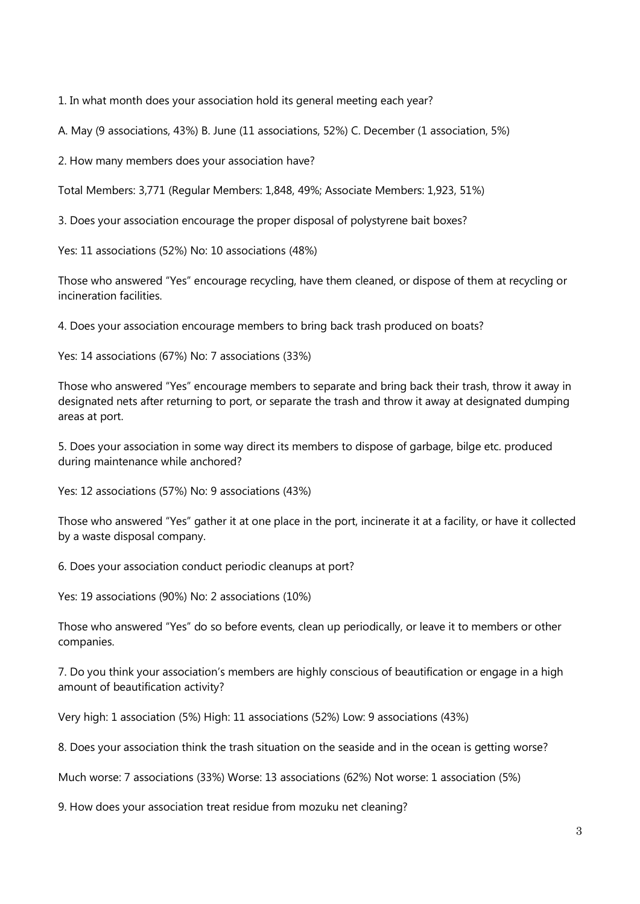1. In what month does your association hold its general meeting each year?

A. May (9 associations, 43%) B. June (11 associations, 52%) C. December (1 association, 5%)

2. How many members does your association have?

Total Members: 3,771 (Regular Members: 1,848, 49%; Associate Members: 1,923, 51%)

3. Does your association encourage the proper disposal of polystyrene bait boxes?

Yes: 11 associations (52%) No: 10 associations (48%)

Those who answered "Yes" encourage recycling, have them cleaned, or dispose of them at recycling or incineration facilities.

4. Does your association encourage members to bring back trash produced on boats?

Yes: 14 associations (67%) No: 7 associations (33%)

Those who answered "Yes" encourage members to separate and bring back their trash, throw it away in designated nets after returning to port, or separate the trash and throw it away at designated dumping areas at port.

5. Does your association in some way direct its members to dispose of garbage, bilge etc. produced during maintenance while anchored?

Yes: 12 associations (57%) No: 9 associations (43%)

Those who answered "Yes" gather it at one place in the port, incinerate it at a facility, or have it collected by a waste disposal company.

6. Does your association conduct periodic cleanups at port?

Yes: 19 associations (90%) No: 2 associations (10%)

Those who answered "Yes" do so before events, clean up periodically, or leave it to members or other companies.

7. Do you think your association's members are highly conscious of beautification or engage in a high amount of beautification activity?

Very high: 1 association (5%) High: 11 associations (52%) Low: 9 associations (43%)

8. Does your association think the trash situation on the seaside and in the ocean is getting worse?

Much worse: 7 associations (33%) Worse: 13 associations (62%) Not worse: 1 association (5%)

9. How does your association treat residue from mozuku net cleaning?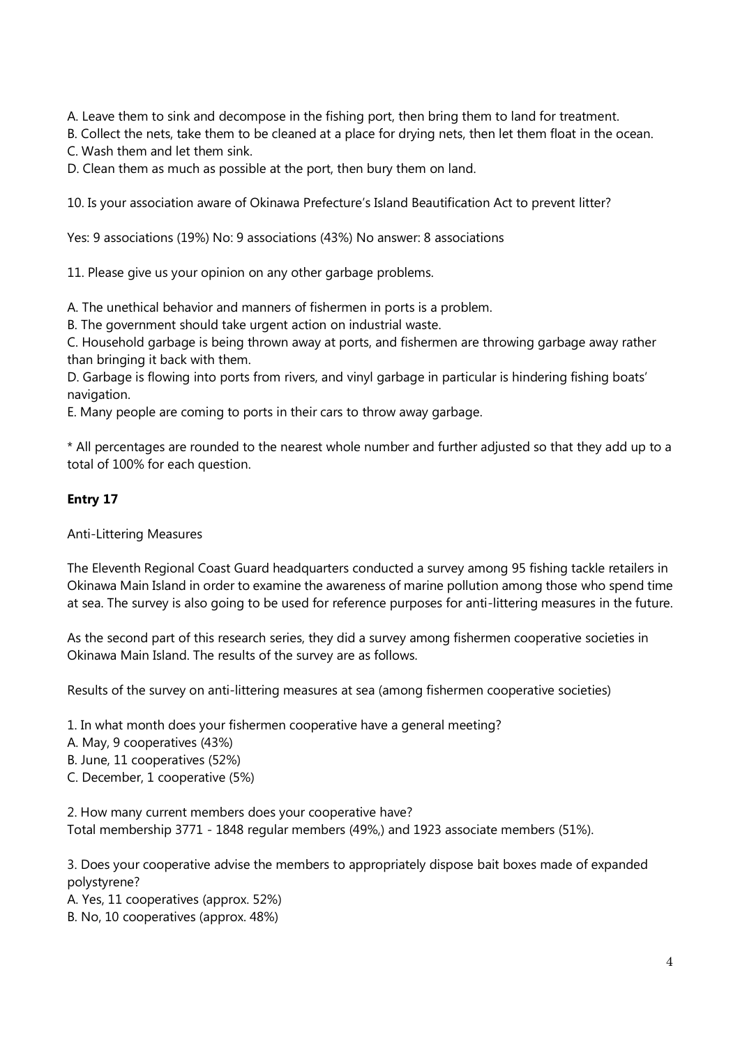A. Leave them to sink and decompose in the fishing port, then bring them to land for treatment.
B. Collect the nets, take them to be cleaned at a place for drying nets, then let them float in the ocean.
C. Wash them and let them sink.
D. Clean them as much as possible at the port, then bury them on land.

10. Is your association aware of Okinawa Prefecture's Island Beautification Act to prevent litter?

Yes: 9 associations (19%) No: 9 associations (43%) No answer: 8 associations

11. Please give us your opinion on any other garbage problems.

A. The unethical behavior and manners of fishermen in ports is a problem.
B. The government should take urgent action on industrial waste.
C. Household garbage is being thrown away at ports, and fishermen are throwing garbage away rather than bringing it back with them.
D. Garbage is flowing into ports from rivers, and vinyl garbage in particular is hindering fishing boats' navigation.
E. Many people are coming to ports in their cars to throw away garbage.

* All percentages are rounded to the nearest whole number and further adjusted so that they add up to a total of 100% for each question.

**Entry 17**

Anti-Littering Measures

The Eleventh Regional Coast Guard headquarters conducted a survey among 95 fishing tackle retailers in Okinawa Main Island in order to examine the awareness of marine pollution among those who spend time at sea. The survey is also going to be used for reference purposes for anti-littering measures in the future.

As the second part of this research series, they did a survey among fishermen cooperative societies in Okinawa Main Island. The results of the survey are as follows.

Results of the survey on anti-littering measures at sea (among fishermen cooperative societies)

1. In what month does your fishermen cooperative have a general meeting?
A. May, 9 cooperatives (43%)
B. June, 11 cooperatives (52%)
C. December, 1 cooperative (5%)

2. How many current members does your cooperative have?
Total membership 3771 - 1848 regular members (49%,) and 1923 associate members (51%).

3. Does your cooperative advise the members to appropriately dispose bait boxes made of expanded polystyrene?
A. Yes, 11 cooperatives (approx. 52%)
B. No, 10 cooperatives (approx. 48%)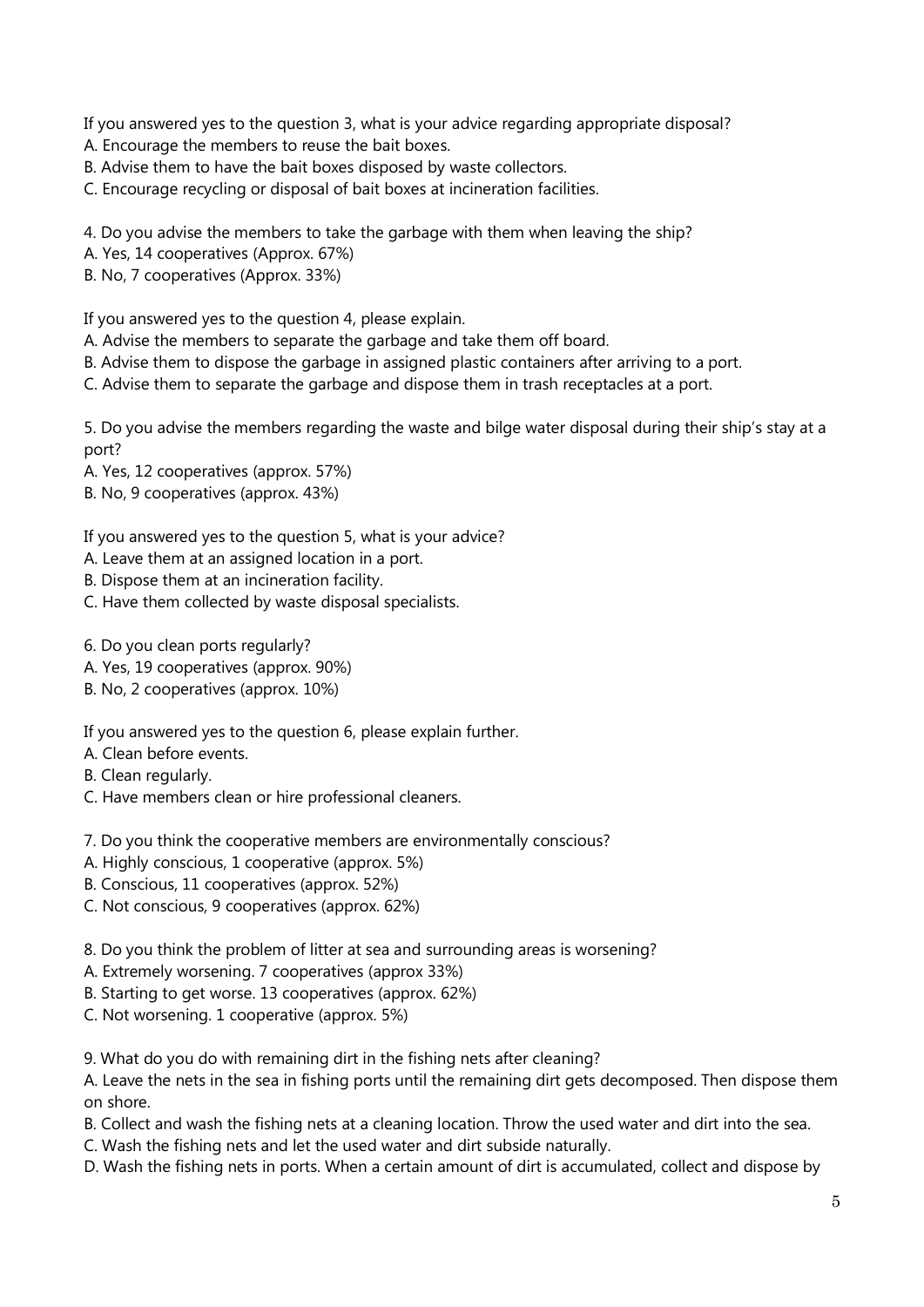If you answered yes to the question 3, what is your advice regarding appropriate disposal?

A. Encourage the members to reuse the bait boxes.

B. Advise them to have the bait boxes disposed by waste collectors.

C. Encourage recycling or disposal of bait boxes at incineration facilities.

4. Do you advise the members to take the garbage with them when leaving the ship?

A. Yes, 14 cooperatives (Approx. 67%)

B. No, 7 cooperatives (Approx. 33%)

If you answered yes to the question 4, please explain.

A. Advise the members to separate the garbage and take them off board.

B. Advise them to dispose the garbage in assigned plastic containers after arriving to a port.

C. Advise them to separate the garbage and dispose them in trash receptacles at a port.

5. Do you advise the members regarding the waste and bilge water disposal during their ship's stay at a port?

A. Yes, 12 cooperatives (approx. 57%)

B. No, 9 cooperatives (approx. 43%)

If you answered yes to the question 5, what is your advice?

A. Leave them at an assigned location in a port.

B. Dispose them at an incineration facility.

C. Have them collected by waste disposal specialists.

6. Do you clean ports regularly?

A. Yes, 19 cooperatives (approx. 90%)

B. No, 2 cooperatives (approx. 10%)

If you answered yes to the question 6, please explain further.

A. Clean before events.

B. Clean regularly.

C. Have members clean or hire professional cleaners.

7. Do you think the cooperative members are environmentally conscious?

A. Highly conscious, 1 cooperative (approx. 5%)

B. Conscious, 11 cooperatives (approx. 52%)

C. Not conscious, 9 cooperatives (approx. 62%)

8. Do you think the problem of litter at sea and surrounding areas is worsening?

A. Extremely worsening. 7 cooperatives (approx 33%)

B. Starting to get worse. 13 cooperatives (approx. 62%)

C. Not worsening. 1 cooperative (approx. 5%)

9. What do you do with remaining dirt in the fishing nets after cleaning?

A. Leave the nets in the sea in fishing ports until the remaining dirt gets decomposed. Then dispose them on shore.

B. Collect and wash the fishing nets at a cleaning location. Throw the used water and dirt into the sea.

C. Wash the fishing nets and let the used water and dirt subside naturally.

D. Wash the fishing nets in ports. When a certain amount of dirt is accumulated, collect and dispose by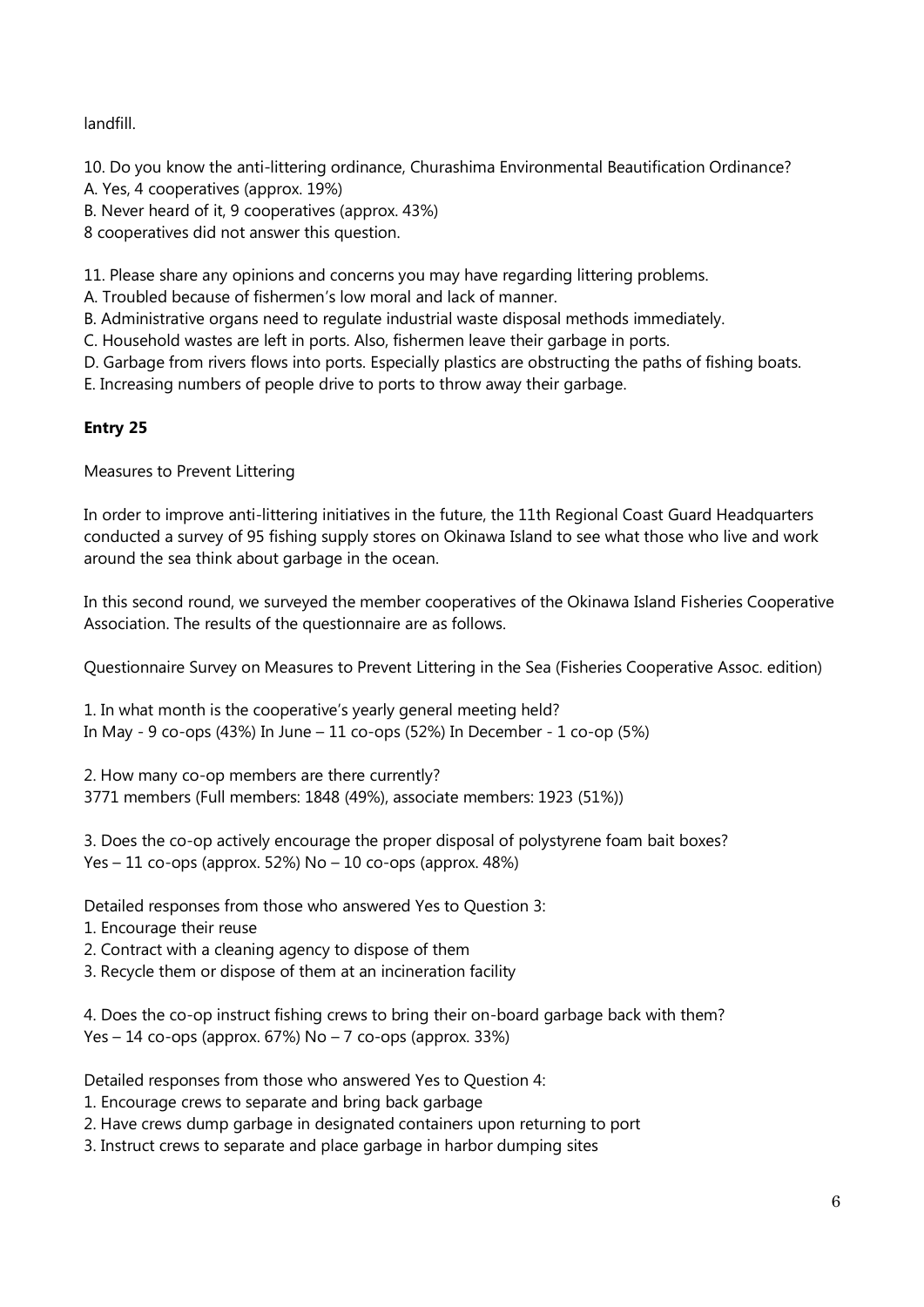landfill.

10. Do you know the anti-littering ordinance, Churashima Environmental Beautification Ordinance?
A. Yes, 4 cooperatives (approx. 19%)
B. Never heard of it, 9 cooperatives (approx. 43%)
8 cooperatives did not answer this question.

11. Please share any opinions and concerns you may have regarding littering problems.
A. Troubled because of fishermen's low moral and lack of manner.
B. Administrative organs need to regulate industrial waste disposal methods immediately.
C. Household wastes are left in ports. Also, fishermen leave their garbage in ports.
D. Garbage from rivers flows into ports. Especially plastics are obstructing the paths of fishing boats.
E. Increasing numbers of people drive to ports to throw away their garbage.

**Entry 25**

Measures to Prevent Littering

In order to improve anti-littering initiatives in the future, the 11th Regional Coast Guard Headquarters conducted a survey of 95 fishing supply stores on Okinawa Island to see what those who live and work around the sea think about garbage in the ocean.

In this second round, we surveyed the member cooperatives of the Okinawa Island Fisheries Cooperative Association. The results of the questionnaire are as follows.

Questionnaire Survey on Measures to Prevent Littering in the Sea (Fisheries Cooperative Assoc. edition)

1. In what month is the cooperative's yearly general meeting held?
In May - 9 co-ops (43%) In June – 11 co-ops (52%) In December - 1 co-op (5%)

2. How many co-op members are there currently?
3771 members (Full members: 1848 (49%), associate members: 1923 (51%))

3. Does the co-op actively encourage the proper disposal of polystyrene foam bait boxes?
Yes – 11 co-ops (approx. 52%) No – 10 co-ops (approx. 48%)

Detailed responses from those who answered Yes to Question 3:
1. Encourage their reuse
2. Contract with a cleaning agency to dispose of them
3. Recycle them or dispose of them at an incineration facility

4. Does the co-op instruct fishing crews to bring their on-board garbage back with them?
Yes – 14 co-ops (approx. 67%) No – 7 co-ops (approx. 33%)

Detailed responses from those who answered Yes to Question 4:
1. Encourage crews to separate and bring back garbage
2. Have crews dump garbage in designated containers upon returning to port
3. Instruct crews to separate and place garbage in harbor dumping sites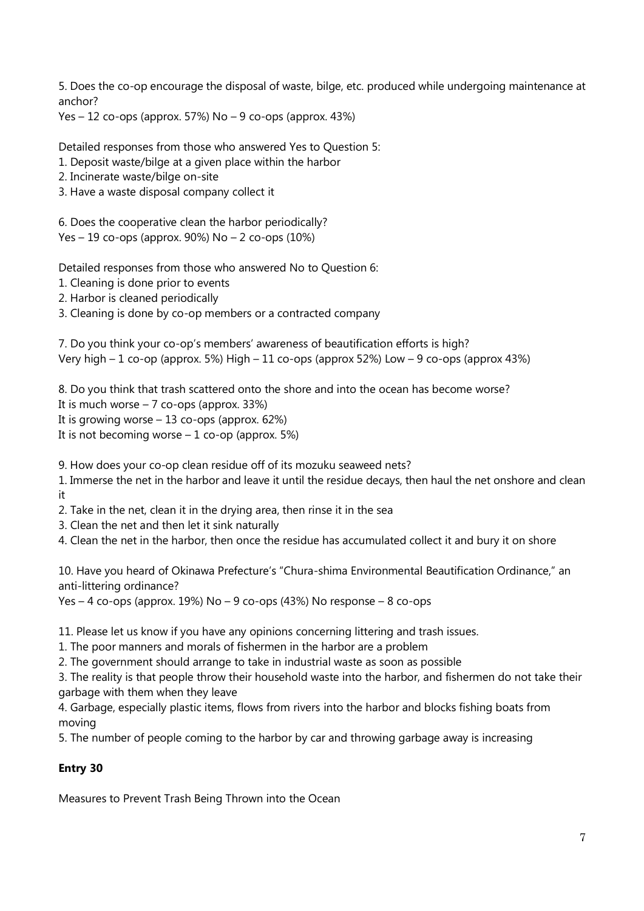5. Does the co-op encourage the disposal of waste, bilge, etc. produced while undergoing maintenance at anchor?
Yes – 12 co-ops (approx. 57%) No – 9 co-ops (approx. 43%)

Detailed responses from those who answered Yes to Question 5:
1. Deposit waste/bilge at a given place within the harbor
2. Incinerate waste/bilge on-site
3. Have a waste disposal company collect it

6. Does the cooperative clean the harbor periodically?
Yes – 19 co-ops (approx. 90%) No – 2 co-ops (10%)

Detailed responses from those who answered No to Question 6:
1. Cleaning is done prior to events
2. Harbor is cleaned periodically
3. Cleaning is done by co-op members or a contracted company

7. Do you think your co-op's members' awareness of beautification efforts is high?
Very high – 1 co-op (approx. 5%) High – 11 co-ops (approx 52%) Low – 9 co-ops (approx 43%)

8. Do you think that trash scattered onto the shore and into the ocean has become worse?
It is much worse – 7 co-ops (approx. 33%)
It is growing worse – 13 co-ops (approx. 62%)
It is not becoming worse – 1 co-op (approx. 5%)

9. How does your co-op clean residue off of its mozuku seaweed nets?
1. Immerse the net in the harbor and leave it until the residue decays, then haul the net onshore and clean it
2. Take in the net, clean it in the drying area, then rinse it in the sea
3. Clean the net and then let it sink naturally
4. Clean the net in the harbor, then once the residue has accumulated collect it and bury it on shore

10. Have you heard of Okinawa Prefecture's "Chura-shima Environmental Beautification Ordinance," an anti-littering ordinance?
Yes – 4 co-ops (approx. 19%) No – 9 co-ops (43%) No response – 8 co-ops

11. Please let us know if you have any opinions concerning littering and trash issues.
1. The poor manners and morals of fishermen in the harbor are a problem
2. The government should arrange to take in industrial waste as soon as possible
3. The reality is that people throw their household waste into the harbor, and fishermen do not take their garbage with them when they leave
4. Garbage, especially plastic items, flows from rivers into the harbor and blocks fishing boats from moving
5. The number of people coming to the harbor by car and throwing garbage away is increasing

**Entry 30**

Measures to Prevent Trash Being Thrown into the Ocean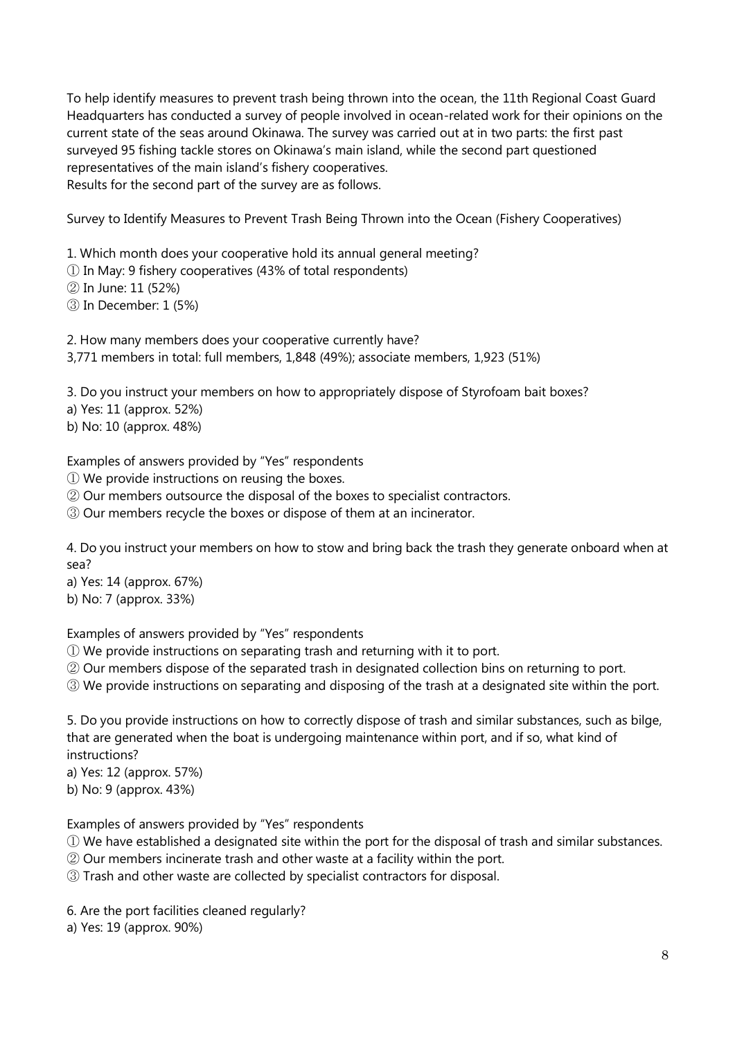To help identify measures to prevent trash being thrown into the ocean, the 11th Regional Coast Guard Headquarters has conducted a survey of people involved in ocean-related work for their opinions on the current state of the seas around Okinawa. The survey was carried out at in two parts: the first past surveyed 95 fishing tackle stores on Okinawa's main island, while the second part questioned representatives of the main island's fishery cooperatives.
Results for the second part of the survey are as follows.

Survey to Identify Measures to Prevent Trash Being Thrown into the Ocean (Fishery Cooperatives)

1. Which month does your cooperative hold its annual general meeting?
① In May: 9 fishery cooperatives (43% of total respondents)
② In June: 11 (52%)
③ In December: 1 (5%)

2. How many members does your cooperative currently have?
3,771 members in total: full members, 1,848 (49%); associate members, 1,923 (51%)

3. Do you instruct your members on how to appropriately dispose of Styrofoam bait boxes?
a) Yes: 11 (approx. 52%)
b) No: 10 (approx. 48%)

Examples of answers provided by "Yes" respondents
① We provide instructions on reusing the boxes.
② Our members outsource the disposal of the boxes to specialist contractors.
③ Our members recycle the boxes or dispose of them at an incinerator.

4. Do you instruct your members on how to stow and bring back the trash they generate onboard when at sea?
a) Yes: 14 (approx. 67%)
b) No: 7 (approx. 33%)

Examples of answers provided by "Yes" respondents
① We provide instructions on separating trash and returning with it to port.
② Our members dispose of the separated trash in designated collection bins on returning to port.
③ We provide instructions on separating and disposing of the trash at a designated site within the port.

5. Do you provide instructions on how to correctly dispose of trash and similar substances, such as bilge, that are generated when the boat is undergoing maintenance within port, and if so, what kind of instructions?
a) Yes: 12 (approx. 57%)
b) No: 9 (approx. 43%)

Examples of answers provided by "Yes" respondents
① We have established a designated site within the port for the disposal of trash and similar substances.
② Our members incinerate trash and other waste at a facility within the port.
③ Trash and other waste are collected by specialist contractors for disposal.

6. Are the port facilities cleaned regularly?
a) Yes: 19 (approx. 90%)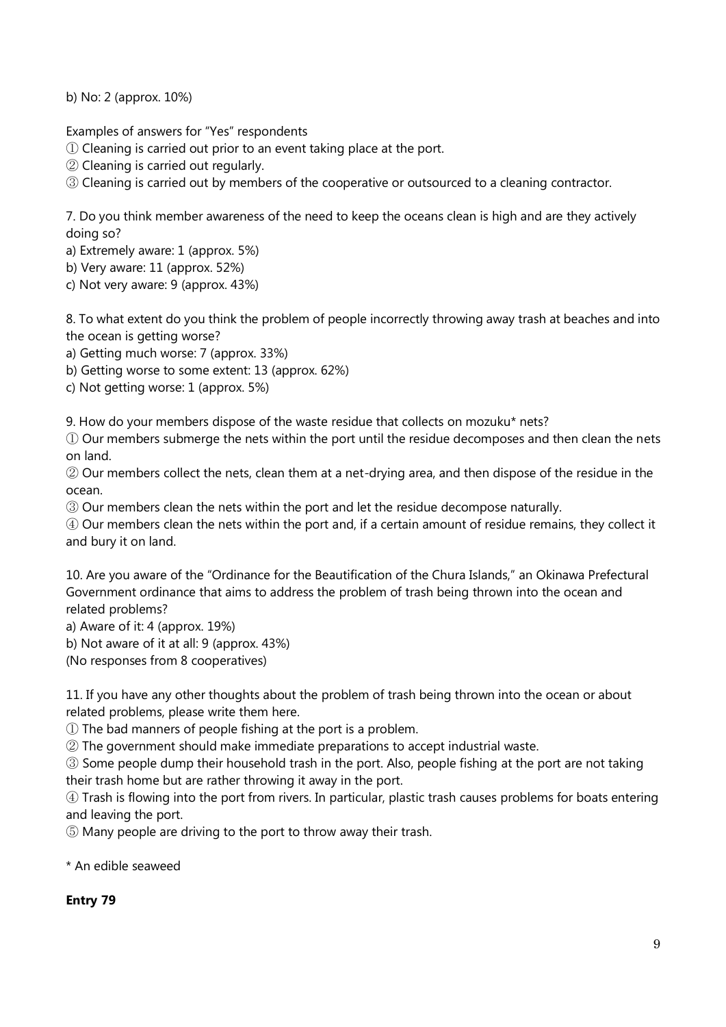b) No: 2 (approx. 10%)

Examples of answers for "Yes" respondents

① Cleaning is carried out prior to an event taking place at the port.

② Cleaning is carried out regularly.

③ Cleaning is carried out by members of the cooperative or outsourced to a cleaning contractor.

7. Do you think member awareness of the need to keep the oceans clean is high and are they actively doing so?

a) Extremely aware: 1 (approx. 5%)

b) Very aware: 11 (approx. 52%)

c) Not very aware: 9 (approx. 43%)

8. To what extent do you think the problem of people incorrectly throwing away trash at beaches and into the ocean is getting worse?

a) Getting much worse: 7 (approx. 33%)

b) Getting worse to some extent: 13 (approx. 62%)

c) Not getting worse: 1 (approx. 5%)

9. How do your members dispose of the waste residue that collects on mozuku* nets?

① Our members submerge the nets within the port until the residue decomposes and then clean the nets on land.

② Our members collect the nets, clean them at a net-drying area, and then dispose of the residue in the ocean.

③ Our members clean the nets within the port and let the residue decompose naturally.

④ Our members clean the nets within the port and, if a certain amount of residue remains, they collect it and bury it on land.

10. Are you aware of the "Ordinance for the Beautification of the Chura Islands," an Okinawa Prefectural Government ordinance that aims to address the problem of trash being thrown into the ocean and related problems?

a) Aware of it: 4 (approx. 19%)

b) Not aware of it at all: 9 (approx. 43%)

(No responses from 8 cooperatives)

11. If you have any other thoughts about the problem of trash being thrown into the ocean or about related problems, please write them here.

① The bad manners of people fishing at the port is a problem.

② The government should make immediate preparations to accept industrial waste.

③ Some people dump their household trash in the port. Also, people fishing at the port are not taking their trash home but are rather throwing it away in the port.

④ Trash is flowing into the port from rivers. In particular, plastic trash causes problems for boats entering and leaving the port.

⑤ Many people are driving to the port to throw away their trash.

* An edible seaweed

**Entry 79**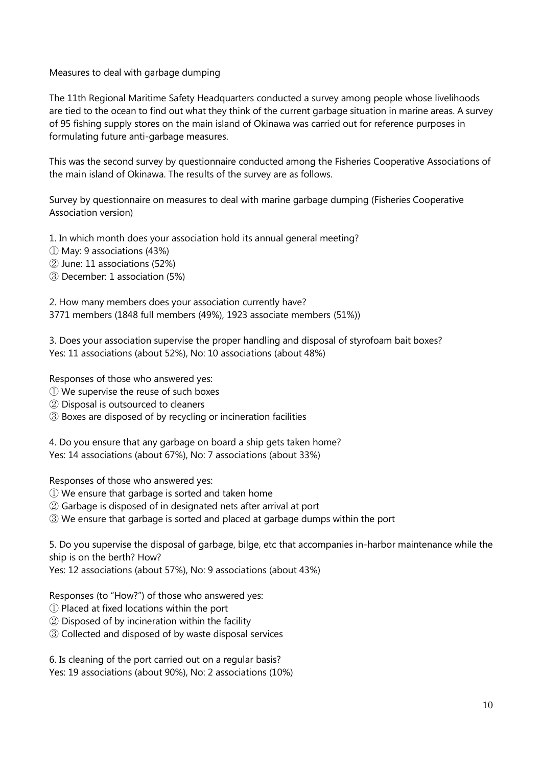## Measures to deal with garbage dumping

The 11th Regional Maritime Safety Headquarters conducted a survey among people whose livelihoods are tied to the ocean to find out what they think of the current garbage situation in marine areas. A survey of 95 fishing supply stores on the main island of Okinawa was carried out for reference purposes in formulating future anti-garbage measures.

This was the second survey by questionnaire conducted among the Fisheries Cooperative Associations of the main island of Okinawa. The results of the survey are as follows.

Survey by questionnaire on measures to deal with marine garbage dumping (Fisheries Cooperative Association version)

1. In which month does your association hold its annual general meeting?

① May: 9 associations (43%)
② June: 11 associations (52%)
③ December: 1 association (5%)

2. How many members does your association currently have?

3771 members (1848 full members (49%), 1923 associate members (51%))

3. Does your association supervise the proper handling and disposal of styrofoam bait boxes?

Yes: 11 associations (about 52%), No: 10 associations (about 48%)

Responses of those who answered yes:

① We supervise the reuse of such boxes
② Disposal is outsourced to cleaners
③ Boxes are disposed of by recycling or incineration facilities

4. Do you ensure that any garbage on board a ship gets taken home?

Yes: 14 associations (about 67%), No: 7 associations (about 33%)

Responses of those who answered yes:

① We ensure that garbage is sorted and taken home
② Garbage is disposed of in designated nets after arrival at port
③ We ensure that garbage is sorted and placed at garbage dumps within the port

5. Do you supervise the disposal of garbage, bilge, etc that accompanies in-harbor maintenance while the ship is on the berth? How?

Yes: 12 associations (about 57%), No: 9 associations (about 43%)

Responses (to "How?") of those who answered yes:

① Placed at fixed locations within the port
② Disposed of by incineration within the facility
③ Collected and disposed of by waste disposal services

6. Is cleaning of the port carried out on a regular basis?

Yes: 19 associations (about 90%), No: 2 associations (10%)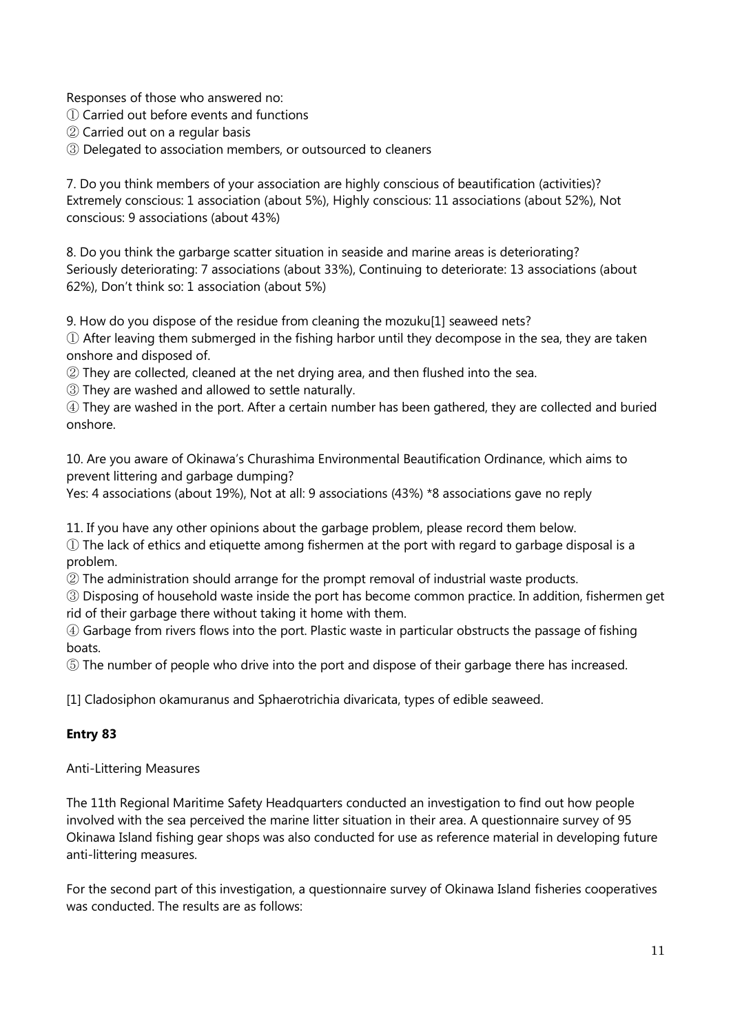Responses of those who answered no:
① Carried out before events and functions
② Carried out on a regular basis
③ Delegated to association members, or outsourced to cleaners

7. Do you think members of your association are highly conscious of beautification (activities)?
Extremely conscious: 1 association (about 5%), Highly conscious: 11 associations (about 52%), Not conscious: 9 associations (about 43%)

8. Do you think the garbarge scatter situation in seaside and marine areas is deteriorating?
Seriously deteriorating: 7 associations (about 33%), Continuing to deteriorate: 13 associations (about 62%), Don't think so: 1 association (about 5%)

9. How do you dispose of the residue from cleaning the mozuku[1] seaweed nets?
① After leaving them submerged in the fishing harbor until they decompose in the sea, they are taken onshore and disposed of.
② They are collected, cleaned at the net drying area, and then flushed into the sea.
③ They are washed and allowed to settle naturally.
④ They are washed in the port. After a certain number has been gathered, they are collected and buried onshore.

10. Are you aware of Okinawa's Churashima Environmental Beautification Ordinance, which aims to prevent littering and garbage dumping?
Yes: 4 associations (about 19%), Not at all: 9 associations (43%) *8 associations gave no reply

11. If you have any other opinions about the garbage problem, please record them below.
① The lack of ethics and etiquette among fishermen at the port with regard to garbage disposal is a problem.
② The administration should arrange for the prompt removal of industrial waste products.
③ Disposing of household waste inside the port has become common practice. In addition, fishermen get rid of their garbage there without taking it home with them.
④ Garbage from rivers flows into the port. Plastic waste in particular obstructs the passage of fishing boats.
⑤ The number of people who drive into the port and dispose of their garbage there has increased.

[1] Cladosiphon okamuranus and Sphaerotrichia divaricata, types of edible seaweed.

**Entry 83**

Anti-Littering Measures

The 11th Regional Maritime Safety Headquarters conducted an investigation to find out how people involved with the sea perceived the marine litter situation in their area. A questionnaire survey of 95 Okinawa Island fishing gear shops was also conducted for use as reference material in developing future anti-littering measures.

For the second part of this investigation, a questionnaire survey of Okinawa Island fisheries cooperatives was conducted. The results are as follows: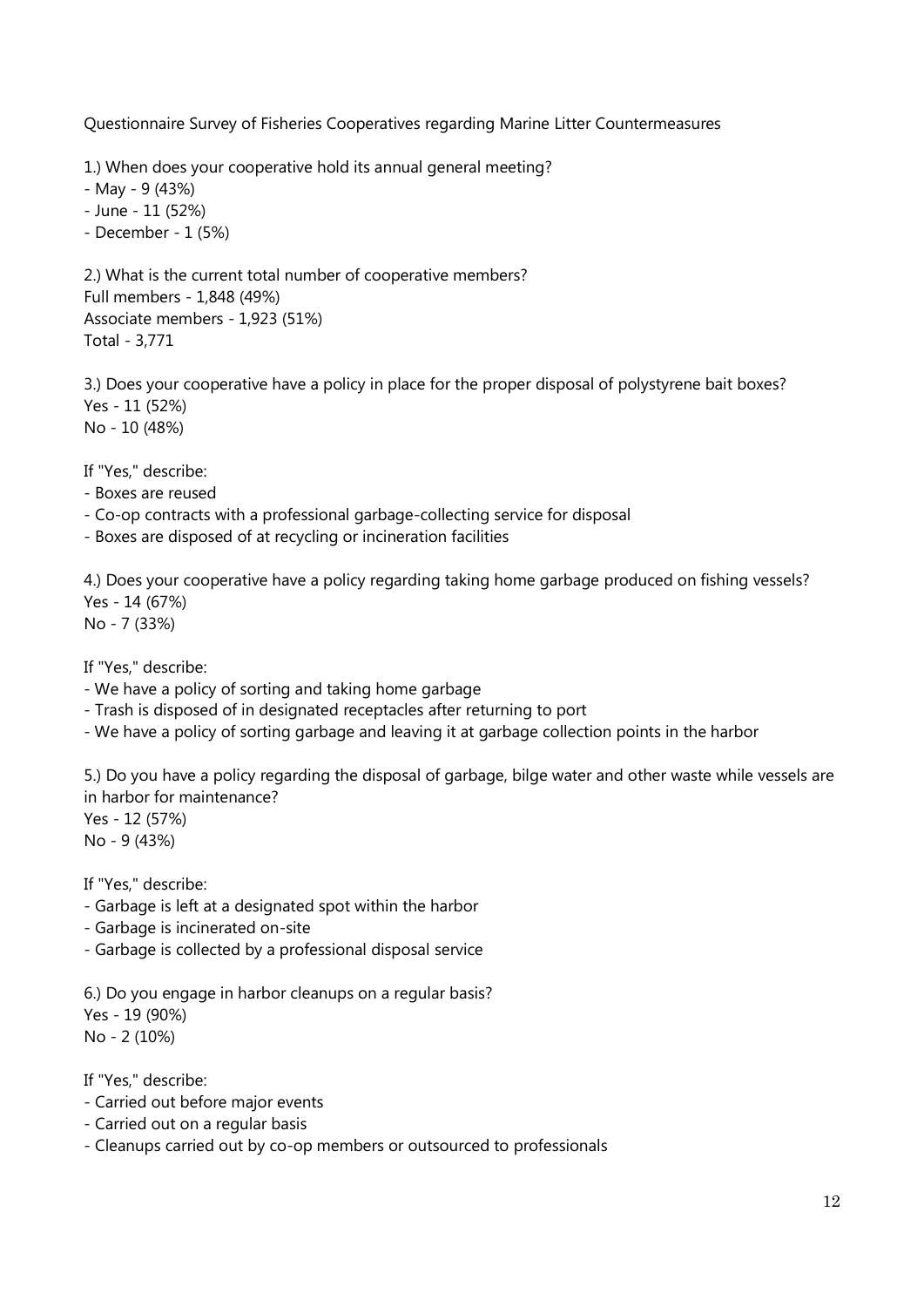Questionnaire Survey of Fisheries Cooperatives regarding Marine Litter Countermeasures

1.) When does your cooperative hold its annual general meeting?

- May - 9 (43%)
- June - 11 (52%)
- December - 1 (5%)

2.) What is the current total number of cooperative members?

Full members - 1,848 (49%)
Associate members - 1,923 (51%)
Total - 3,771

3.) Does your cooperative have a policy in place for the proper disposal of polystyrene bait boxes?

Yes - 11 (52%)
No - 10 (48%)

If "Yes," describe:

- Boxes are reused
- Co-op contracts with a professional garbage-collecting service for disposal
- Boxes are disposed of at recycling or incineration facilities

4.) Does your cooperative have a policy regarding taking home garbage produced on fishing vessels?

Yes - 14 (67%)
No - 7 (33%)

If "Yes," describe:

- We have a policy of sorting and taking home garbage
- Trash is disposed of in designated receptacles after returning to port
- We have a policy of sorting garbage and leaving it at garbage collection points in the harbor

5.) Do you have a policy regarding the disposal of garbage, bilge water and other waste while vessels are in harbor for maintenance?

Yes - 12 (57%)
No - 9 (43%)

If "Yes," describe:

- Garbage is left at a designated spot within the harbor
- Garbage is incinerated on-site
- Garbage is collected by a professional disposal service

6.) Do you engage in harbor cleanups on a regular basis?

Yes - 19 (90%)
No - 2 (10%)

If "Yes," describe:

- Carried out before major events
- Carried out on a regular basis
- Cleanups carried out by co-op members or outsourced to professionals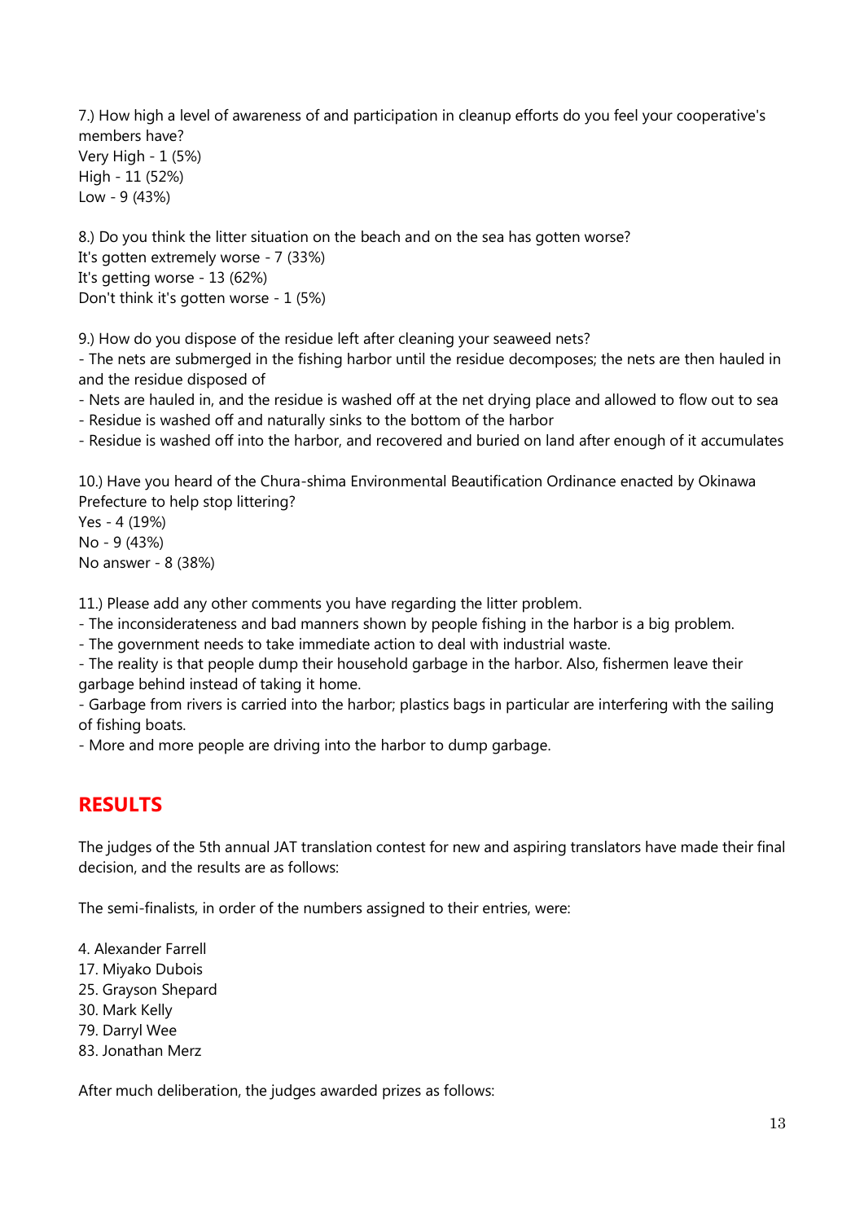7.) How high a level of awareness of and participation in cleanup efforts do you feel your cooperative's members have?
Very High - 1 (5%)
High - 11 (52%)
Low - 9 (43%)

8.) Do you think the litter situation on the beach and on the sea has gotten worse?
It's gotten extremely worse - 7 (33%)
It's getting worse - 13 (62%)
Don't think it's gotten worse - 1 (5%)

9.) How do you dispose of the residue left after cleaning your seaweed nets?

- The nets are submerged in the fishing harbor until the residue decomposes; the nets are then hauled in and the residue disposed of
- Nets are hauled in, and the residue is washed off at the net drying place and allowed to flow out to sea
- Residue is washed off and naturally sinks to the bottom of the harbor
- Residue is washed off into the harbor, and recovered and buried on land after enough of it accumulates

10.) Have you heard of the Chura-shima Environmental Beautification Ordinance enacted by Okinawa Prefecture to help stop littering?
Yes - 4 (19%)
No - 9 (43%)
No answer - 8 (38%)

11.) Please add any other comments you have regarding the litter problem.

- The inconsiderateness and bad manners shown by people fishing in the harbor is a big problem.
- The government needs to take immediate action to deal with industrial waste.
- The reality is that people dump their household garbage in the harbor. Also, fishermen leave their garbage behind instead of taking it home.
- Garbage from rivers is carried into the harbor; plastics bags in particular are interfering with the sailing of fishing boats.
- More and more people are driving into the harbor to dump garbage.

## RESULTS

The judges of the 5th annual JAT translation contest for new and aspiring translators have made their final decision, and the results are as follows:

The semi-finalists, in order of the numbers assigned to their entries, were:

4. Alexander Farrell
17. Miyako Dubois
25. Grayson Shepard
30. Mark Kelly
79. Darryl Wee
83. Jonathan Merz

After much deliberation, the judges awarded prizes as follows: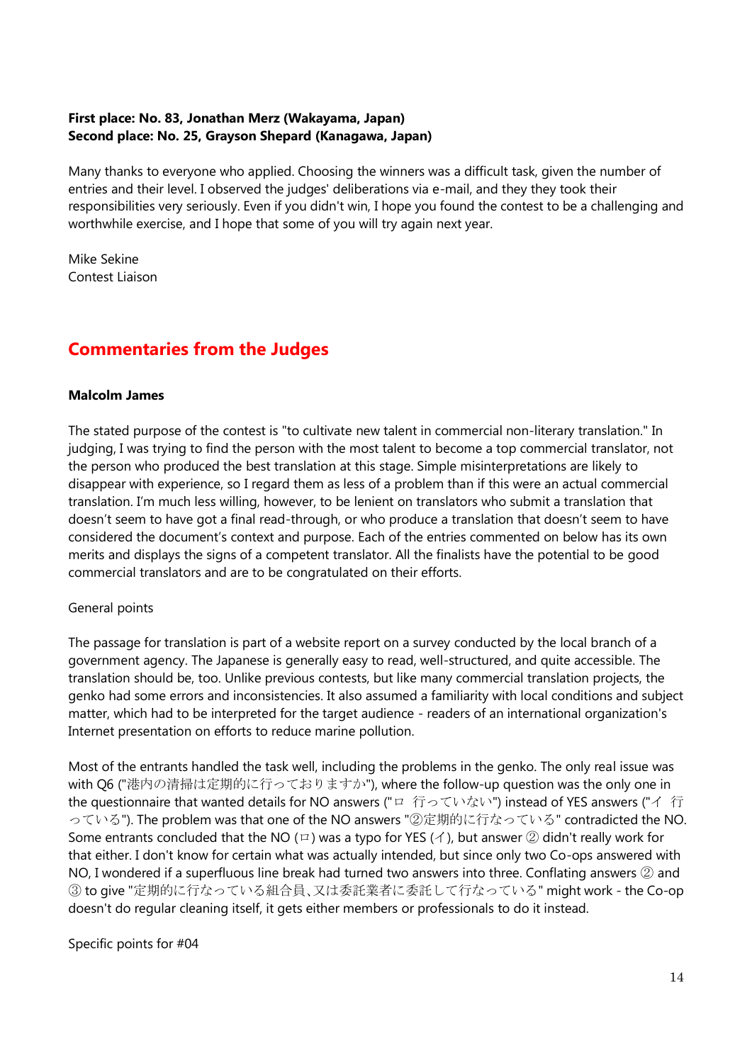**First place: No. 83, Jonathan Merz (Wakayama, Japan)**
**Second place: No. 25, Grayson Shepard (Kanagawa, Japan)**

Many thanks to everyone who applied. Choosing the winners was a difficult task, given the number of entries and their level. I observed the judges' deliberations via e-mail, and they they took their responsibilities very seriously. Even if you didn't win, I hope you found the contest to be a challenging and worthwhile exercise, and I hope that some of you will try again next year.

Mike Sekine
Contest Liaison

## Commentaries from the Judges

**Malcolm James**

The stated purpose of the contest is "to cultivate new talent in commercial non-literary translation." In judging, I was trying to find the person with the most talent to become a top commercial translator, not the person who produced the best translation at this stage. Simple misinterpretations are likely to disappear with experience, so I regard them as less of a problem than if this were an actual commercial translation. I'm much less willing, however, to be lenient on translators who submit a translation that doesn't seem to have got a final read-through, or who produce a translation that doesn't seem to have considered the document's context and purpose. Each of the entries commented on below has its own merits and displays the signs of a competent translator. All the finalists have the potential to be good commercial translators and are to be congratulated on their efforts.

General points

The passage for translation is part of a website report on a survey conducted by the local branch of a government agency. The Japanese is generally easy to read, well-structured, and quite accessible. The translation should be, too. Unlike previous contests, but like many commercial translation projects, the genko had some errors and inconsistencies. It also assumed a familiarity with local conditions and subject matter, which had to be interpreted for the target audience - readers of an international organization's Internet presentation on efforts to reduce marine pollution.

Most of the entrants handled the task well, including the problems in the genko. The only real issue was with Q6 ("港内の清掃は定期的に行っておりますか"), where the follow-up question was the only one in the questionnaire that wanted details for NO answers ("ロ 行っていない") instead of YES answers ("イ 行っている"). The problem was that one of the NO answers "②定期的に行なっている" contradicted the NO. Some entrants concluded that the NO (ロ) was a typo for YES (イ), but answer ② didn't really work for that either. I don't know for certain what was actually intended, but since only two Co-ops answered with NO, I wondered if a superfluous line break had turned two answers into three. Conflating answers ② and ③ to give "定期的に行なっている組合員、又は委託業者に委託して行なっている" might work - the Co-op doesn't do regular cleaning itself, it gets either members or professionals to do it instead.

Specific points for #04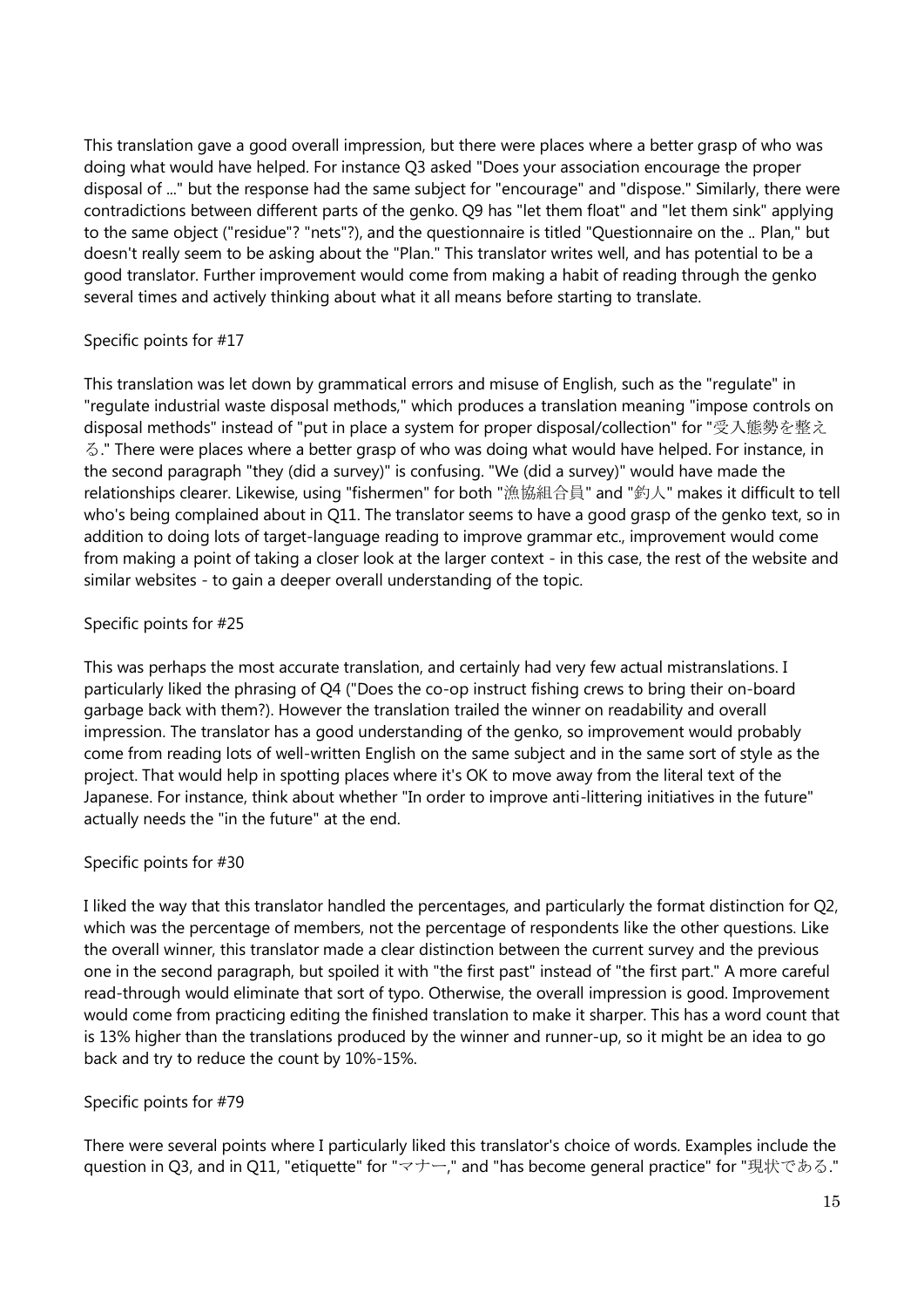This translation gave a good overall impression, but there were places where a better grasp of who was doing what would have helped. For instance Q3 asked "Does your association encourage the proper disposal of ..." but the response had the same subject for "encourage" and "dispose." Similarly, there were contradictions between different parts of the genko. Q9 has "let them float" and "let them sink" applying to the same object ("residue"? "nets"?), and the questionnaire is titled "Questionnaire on the .. Plan," but doesn't really seem to be asking about the "Plan." This translator writes well, and has potential to be a good translator. Further improvement would come from making a habit of reading through the genko several times and actively thinking about what it all means before starting to translate.

Specific points for #17

This translation was let down by grammatical errors and misuse of English, such as the "regulate" in "regulate industrial waste disposal methods," which produces a translation meaning "impose controls on disposal methods" instead of "put in place a system for proper disposal/collection" for "受入態勢を整える." There were places where a better grasp of who was doing what would have helped. For instance, in the second paragraph "they (did a survey)" is confusing. "We (did a survey)" would have made the relationships clearer. Likewise, using "fishermen" for both "漁協組合員" and "釣人" makes it difficult to tell who's being complained about in Q11. The translator seems to have a good grasp of the genko text, so in addition to doing lots of target-language reading to improve grammar etc., improvement would come from making a point of taking a closer look at the larger context - in this case, the rest of the website and similar websites - to gain a deeper overall understanding of the topic.

Specific points for #25

This was perhaps the most accurate translation, and certainly had very few actual mistranslations. I particularly liked the phrasing of Q4 ("Does the co-op instruct fishing crews to bring their on-board garbage back with them?). However the translation trailed the winner on readability and overall impression. The translator has a good understanding of the genko, so improvement would probably come from reading lots of well-written English on the same subject and in the same sort of style as the project. That would help in spotting places where it's OK to move away from the literal text of the Japanese. For instance, think about whether "In order to improve anti-littering initiatives in the future" actually needs the "in the future" at the end.

Specific points for #30

I liked the way that this translator handled the percentages, and particularly the format distinction for Q2, which was the percentage of members, not the percentage of respondents like the other questions. Like the overall winner, this translator made a clear distinction between the current survey and the previous one in the second paragraph, but spoiled it with "the first past" instead of "the first part." A more careful read-through would eliminate that sort of typo. Otherwise, the overall impression is good. Improvement would come from practicing editing the finished translation to make it sharper. This has a word count that is 13% higher than the translations produced by the winner and runner-up, so it might be an idea to go back and try to reduce the count by 10%-15%.

Specific points for #79

There were several points where I particularly liked this translator's choice of words. Examples include the question in Q3, and in Q11, "etiquette" for "マナー," and "has become general practice" for "現状である."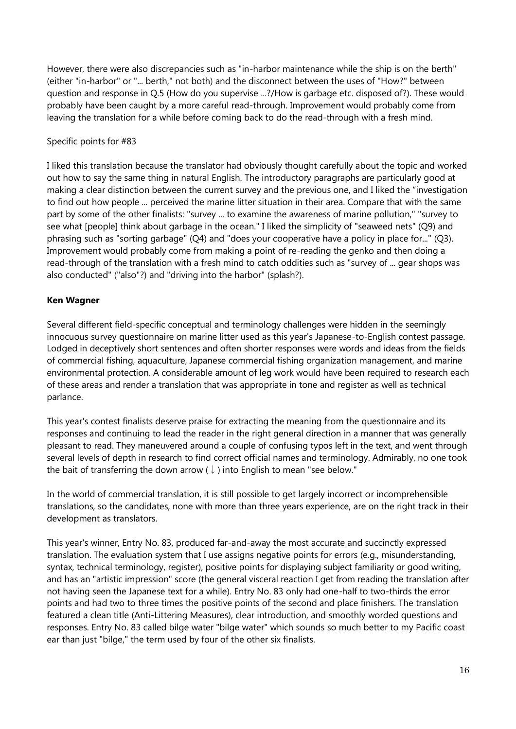However, there were also discrepancies such as "in-harbor maintenance while the ship is on the berth" (either "in-harbor" or "... berth," not both) and the disconnect between the uses of "How?" between question and response in Q.5 (How do you supervise ...?/How is garbage etc. disposed of?). These would probably have been caught by a more careful read-through. Improvement would probably come from leaving the translation for a while before coming back to do the read-through with a fresh mind.

Specific points for #83

I liked this translation because the translator had obviously thought carefully about the topic and worked out how to say the same thing in natural English. The introductory paragraphs are particularly good at making a clear distinction between the current survey and the previous one, and I liked the "investigation to find out how people ... perceived the marine litter situation in their area. Compare that with the same part by some of the other finalists: "survey ... to examine the awareness of marine pollution," "survey to see what [people] think about garbage in the ocean." I liked the simplicity of "seaweed nets" (Q9) and phrasing such as "sorting garbage" (Q4) and "does your cooperative have a policy in place for..." (Q3). Improvement would probably come from making a point of re-reading the genko and then doing a read-through of the translation with a fresh mind to catch oddities such as "survey of ... gear shops was also conducted" ("also"?) and "driving into the harbor" (splash?).

**Ken Wagner**

Several different field-specific conceptual and terminology challenges were hidden in the seemingly innocuous survey questionnaire on marine litter used as this year's Japanese-to-English contest passage. Lodged in deceptively short sentences and often shorter responses were words and ideas from the fields of commercial fishing, aquaculture, Japanese commercial fishing organization management, and marine environmental protection. A considerable amount of leg work would have been required to research each of these areas and render a translation that was appropriate in tone and register as well as technical parlance.

This year's contest finalists deserve praise for extracting the meaning from the questionnaire and its responses and continuing to lead the reader in the right general direction in a manner that was generally pleasant to read. They maneuvered around a couple of confusing typos left in the text, and went through several levels of depth in research to find correct official names and terminology. Admirably, no one took the bait of transferring the down arrow ( ↓ ) into English to mean "see below."

In the world of commercial translation, it is still possible to get largely incorrect or incomprehensible translations, so the candidates, none with more than three years experience, are on the right track in their development as translators.

This year's winner, Entry No. 83, produced far-and-away the most accurate and succinctly expressed translation. The evaluation system that I use assigns negative points for errors (e.g., misunderstanding, syntax, technical terminology, register), positive points for displaying subject familiarity or good writing, and has an "artistic impression" score (the general visceral reaction I get from reading the translation after not having seen the Japanese text for a while). Entry No. 83 only had one-half to two-thirds the error points and had two to three times the positive points of the second and place finishers. The translation featured a clean title (Anti-Littering Measures), clear introduction, and smoothly worded questions and responses. Entry No. 83 called bilge water "bilge water" which sounds so much better to my Pacific coast ear than just "bilge," the term used by four of the other six finalists.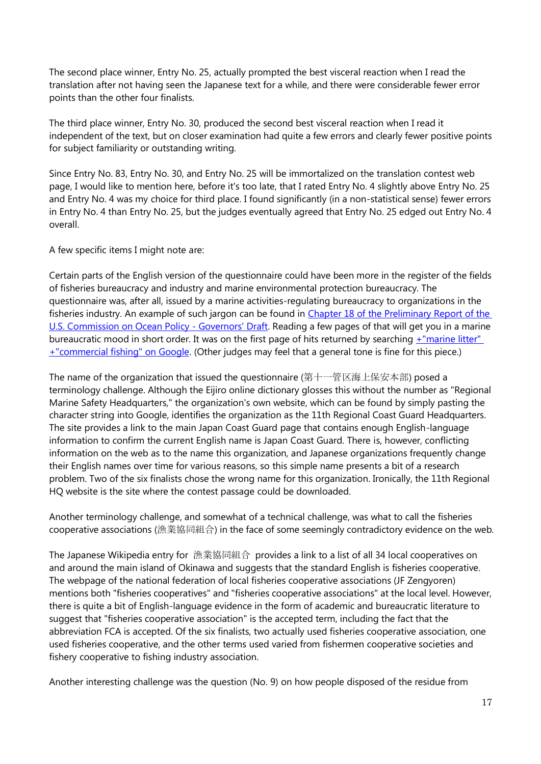The second place winner, Entry No. 25, actually prompted the best visceral reaction when I read the translation after not having seen the Japanese text for a while, and there were considerable fewer error points than the other four finalists.

The third place winner, Entry No. 30, produced the second best visceral reaction when I read it independent of the text, but on closer examination had quite a few errors and clearly fewer positive points for subject familiarity or outstanding writing.

Since Entry No. 83, Entry No. 30, and Entry No. 25 will be immortalized on the translation contest web page, I would like to mention here, before it's too late, that I rated Entry No. 4 slightly above Entry No. 25 and Entry No. 4 was my choice for third place. I found significantly (in a non-statistical sense) fewer errors in Entry No. 4 than Entry No. 25, but the judges eventually agreed that Entry No. 25 edged out Entry No. 4 overall.

A few specific items I might note are:

Certain parts of the English version of the questionnaire could have been more in the register of the fields of fisheries bureaucracy and industry and marine environmental protection bureaucracy. The questionnaire was, after all, issued by a marine activities-regulating bureaucracy to organizations in the fisheries industry. An example of such jargon can be found in Chapter 18 of the Preliminary Report of the U.S. Commission on Ocean Policy - Governors' Draft. Reading a few pages of that will get you in a marine bureaucratic mood in short order. It was on the first page of hits returned by searching +"marine litter" +"commercial fishing" on Google. (Other judges may feel that a general tone is fine for this piece.)

The name of the organization that issued the questionnaire (第十一管区海上保安本部) posed a terminology challenge. Although the Eijiro online dictionary glosses this without the number as "Regional Marine Safety Headquarters," the organization's own website, which can be found by simply pasting the character string into Google, identifies the organization as the 11th Regional Coast Guard Headquarters. The site provides a link to the main Japan Coast Guard page that contains enough English-language information to confirm the current English name is Japan Coast Guard. There is, however, conflicting information on the web as to the name this organization, and Japanese organizations frequently change their English names over time for various reasons, so this simple name presents a bit of a research problem. Two of the six finalists chose the wrong name for this organization. Ironically, the 11th Regional HQ website is the site where the contest passage could be downloaded.

Another terminology challenge, and somewhat of a technical challenge, was what to call the fisheries cooperative associations (漁業協同組合) in the face of some seemingly contradictory evidence on the web.

The Japanese Wikipedia entry for 漁業協同組合 provides a link to a list of all 34 local cooperatives on and around the main island of Okinawa and suggests that the standard English is fisheries cooperative. The webpage of the national federation of local fisheries cooperative associations (JF Zengyoren) mentions both "fisheries cooperatives" and "fisheries cooperative associations" at the local level. However, there is quite a bit of English-language evidence in the form of academic and bureaucratic literature to suggest that "fisheries cooperative association" is the accepted term, including the fact that the abbreviation FCA is accepted. Of the six finalists, two actually used fisheries cooperative association, one used fisheries cooperative, and the other terms used varied from fishermen cooperative societies and fishery cooperative to fishing industry association.

Another interesting challenge was the question (No. 9) on how people disposed of the residue from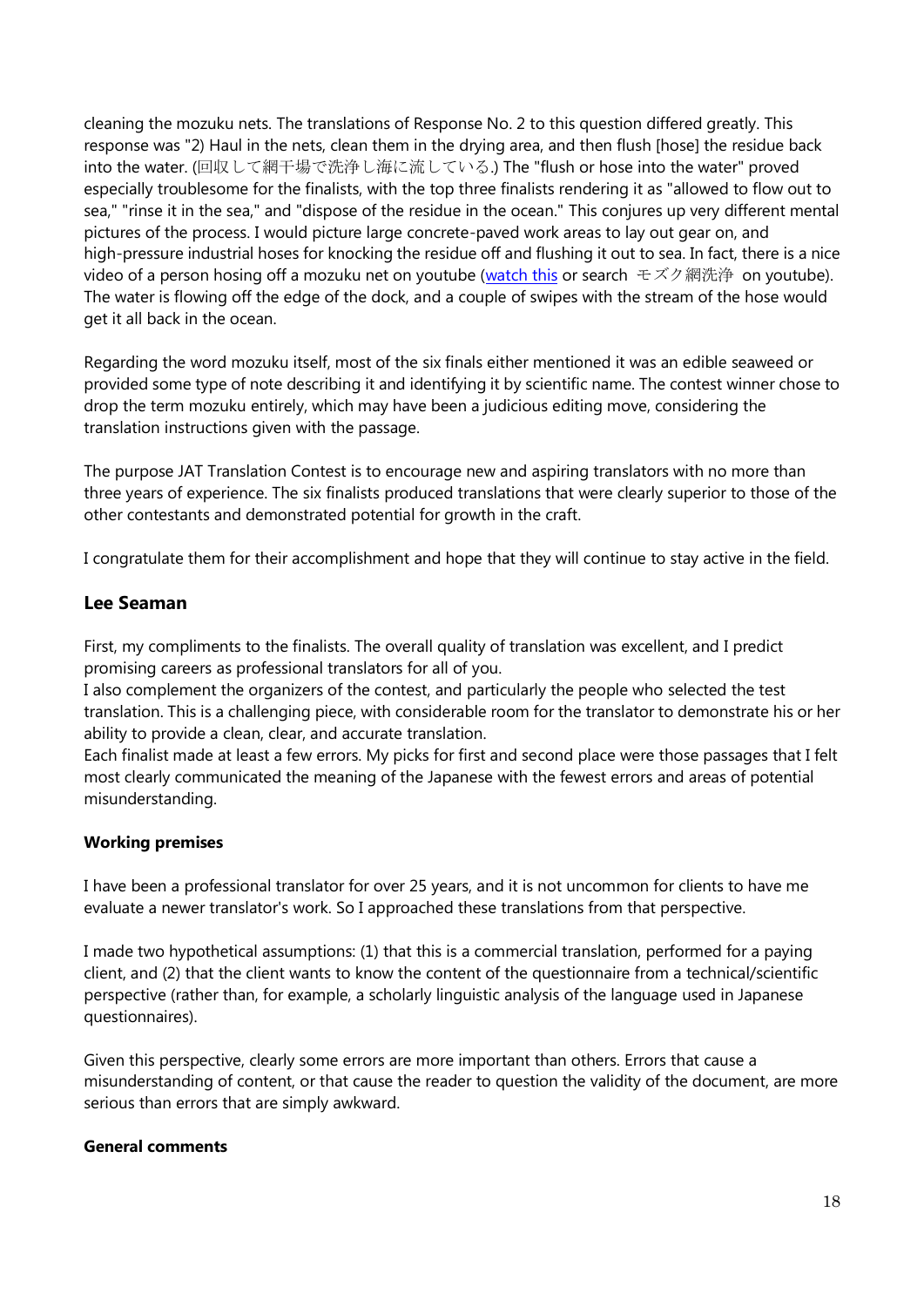cleaning the mozuku nets. The translations of Response No. 2 to this question differed greatly. This response was "2) Haul in the nets, clean them in the drying area, and then flush [hose] the residue back into the water. (回収して網干場で洗浄し海に流している.) The "flush or hose into the water" proved especially troublesome for the finalists, with the top three finalists rendering it as "allowed to flow out to sea," "rinse it in the sea," and "dispose of the residue in the ocean." This conjures up very different mental pictures of the process. I would picture large concrete-paved work areas to lay out gear on, and high-pressure industrial hoses for knocking the residue off and flushing it out to sea. In fact, there is a nice video of a person hosing off a mozuku net on youtube (watch this or search モズク網洗浄 on youtube). The water is flowing off the edge of the dock, and a couple of swipes with the stream of the hose would get it all back in the ocean.

Regarding the word mozuku itself, most of the six finals either mentioned it was an edible seaweed or provided some type of note describing it and identifying it by scientific name. The contest winner chose to drop the term mozuku entirely, which may have been a judicious editing move, considering the translation instructions given with the passage.

The purpose JAT Translation Contest is to encourage new and aspiring translators with no more than three years of experience. The six finalists produced translations that were clearly superior to those of the other contestants and demonstrated potential for growth in the craft.

I congratulate them for their accomplishment and hope that they will continue to stay active in the field.

## Lee Seaman

First, my compliments to the finalists. The overall quality of translation was excellent, and I predict promising careers as professional translators for all of you.
I also complement the organizers of the contest, and particularly the people who selected the test translation. This is a challenging piece, with considerable room for the translator to demonstrate his or her ability to provide a clean, clear, and accurate translation.
Each finalist made at least a few errors. My picks for first and second place were those passages that I felt most clearly communicated the meaning of the Japanese with the fewest errors and areas of potential misunderstanding.

### Working premises

I have been a professional translator for over 25 years, and it is not uncommon for clients to have me evaluate a newer translator's work. So I approached these translations from that perspective.

I made two hypothetical assumptions: (1) that this is a commercial translation, performed for a paying client, and (2) that the client wants to know the content of the questionnaire from a technical/scientific perspective (rather than, for example, a scholarly linguistic analysis of the language used in Japanese questionnaires).

Given this perspective, clearly some errors are more important than others. Errors that cause a misunderstanding of content, or that cause the reader to question the validity of the document, are more serious than errors that are simply awkward.

### General comments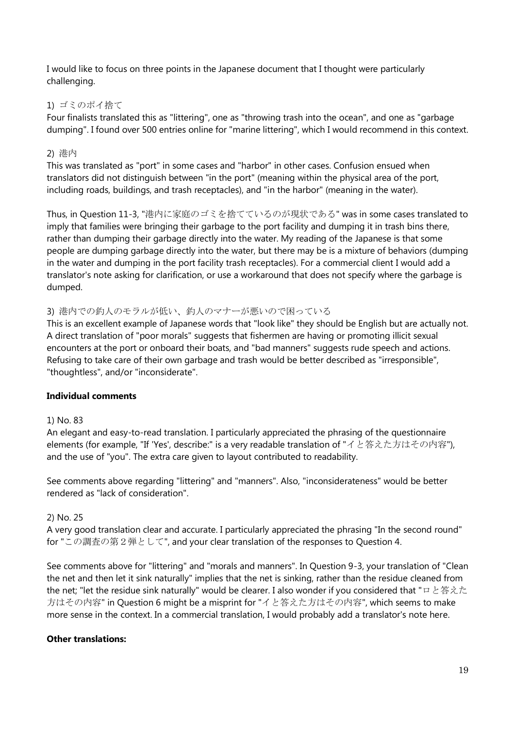I would like to focus on three points in the Japanese document that I thought were particularly challenging.

1) ゴミのポイ捨て

Four finalists translated this as "littering", one as "throwing trash into the ocean", and one as "garbage dumping". I found over 500 entries online for "marine littering", which I would recommend in this context.

2) 港内

This was translated as "port" in some cases and "harbor" in other cases. Confusion ensued when translators did not distinguish between "in the port" (meaning within the physical area of the port, including roads, buildings, and trash receptacles), and "in the harbor" (meaning in the water).

Thus, in Question 11-3, "港内に家庭のゴミを捨てているのが現状である" was in some cases translated to imply that families were bringing their garbage to the port facility and dumping it in trash bins there, rather than dumping their garbage directly into the water. My reading of the Japanese is that some people are dumping garbage directly into the water, but there may be is a mixture of behaviors (dumping in the water and dumping in the port facility trash receptacles). For a commercial client I would add a translator's note asking for clarification, or use a workaround that does not specify where the garbage is dumped.

3) 港内での釣人のモラルが低い、釣人のマナーが悪いので困っている

This is an excellent example of Japanese words that "look like" they should be English but are actually not. A direct translation of "poor morals" suggests that fishermen are having or promoting illicit sexual encounters at the port or onboard their boats, and "bad manners" suggests rude speech and actions. Refusing to take care of their own garbage and trash would be better described as "irresponsible", "thoughtless", and/or "inconsiderate".

**Individual comments**

1) No. 83

An elegant and easy-to-read translation. I particularly appreciated the phrasing of the questionnaire elements (for example, "If 'Yes', describe:" is a very readable translation of "イと答えた方はその内容"), and the use of "you". The extra care given to layout contributed to readability.

See comments above regarding "littering" and "manners". Also, "inconsiderateness" would be better rendered as "lack of consideration".

2) No. 25

A very good translation clear and accurate. I particularly appreciated the phrasing "In the second round" for "この調査の第２弾として", and your clear translation of the responses to Question 4.

See comments above for "littering" and "morals and manners". In Question 9-3, your translation of "Clean the net and then let it sink naturally" implies that the net is sinking, rather than the residue cleaned from the net; "let the residue sink naturally" would be clearer. I also wonder if you considered that "ロと答えた方はその内容" in Question 6 might be a misprint for "イと答えた方はその内容", which seems to make more sense in the context. In a commercial translation, I would probably add a translator's note here.

**Other translations:**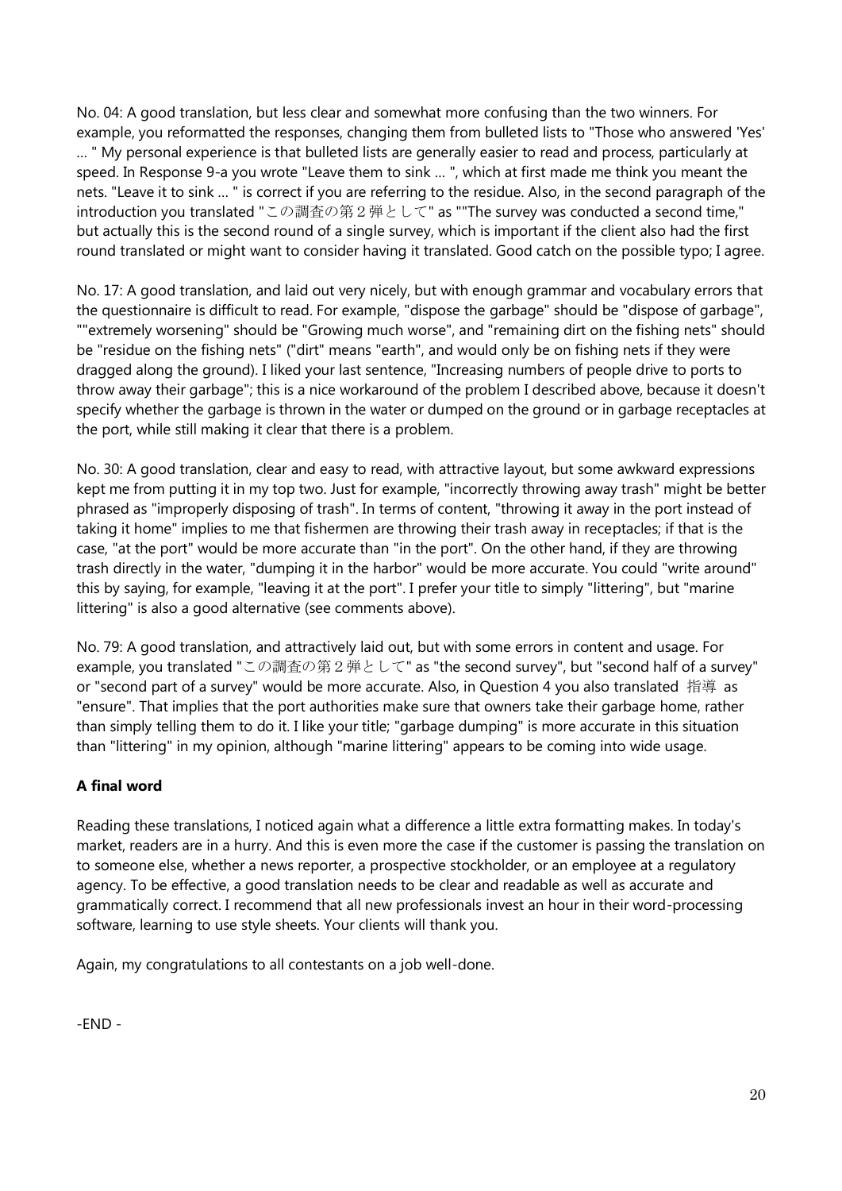No. 04: A good translation, but less clear and somewhat more confusing than the two winners. For example, you reformatted the responses, changing them from bulleted lists to "Those who answered 'Yes' … " My personal experience is that bulleted lists are generally easier to read and process, particularly at speed. In Response 9-a you wrote "Leave them to sink … ", which at first made me think you meant the nets. "Leave it to sink … " is correct if you are referring to the residue. Also, in the second paragraph of the introduction you translated "この調査の第２弾として" as ""The survey was conducted a second time," but actually this is the second round of a single survey, which is important if the client also had the first round translated or might want to consider having it translated. Good catch on the possible typo; I agree.

No. 17: A good translation, and laid out very nicely, but with enough grammar and vocabulary errors that the questionnaire is difficult to read. For example, "dispose the garbage" should be "dispose of garbage", ""extremely worsening" should be "Growing much worse", and "remaining dirt on the fishing nets" should be "residue on the fishing nets" ("dirt" means "earth", and would only be on fishing nets if they were dragged along the ground). I liked your last sentence, "Increasing numbers of people drive to ports to throw away their garbage"; this is a nice workaround of the problem I described above, because it doesn't specify whether the garbage is thrown in the water or dumped on the ground or in garbage receptacles at the port, while still making it clear that there is a problem.

No. 30: A good translation, clear and easy to read, with attractive layout, but some awkward expressions kept me from putting it in my top two. Just for example, "incorrectly throwing away trash" might be better phrased as "improperly disposing of trash". In terms of content, "throwing it away in the port instead of taking it home" implies to me that fishermen are throwing their trash away in receptacles; if that is the case, "at the port" would be more accurate than "in the port". On the other hand, if they are throwing trash directly in the water, "dumping it in the harbor" would be more accurate. You could "write around" this by saying, for example, "leaving it at the port". I prefer your title to simply "littering", but "marine littering" is also a good alternative (see comments above).

No. 79: A good translation, and attractively laid out, but with some errors in content and usage. For example, you translated "この調査の第２弾として" as "the second survey", but "second half of a survey" or "second part of a survey" would be more accurate. Also, in Question 4 you also translated 指導 as "ensure". That implies that the port authorities make sure that owners take their garbage home, rather than simply telling them to do it. I like your title; "garbage dumping" is more accurate in this situation than "littering" in my opinion, although "marine littering" appears to be coming into wide usage.

**A final word**

Reading these translations, I noticed again what a difference a little extra formatting makes. In today's market, readers are in a hurry. And this is even more the case if the customer is passing the translation on to someone else, whether a news reporter, a prospective stockholder, or an employee at a regulatory agency. To be effective, a good translation needs to be clear and readable as well as accurate and grammatically correct. I recommend that all new professionals invest an hour in their word-processing software, learning to use style sheets. Your clients will thank you.

Again, my congratulations to all contestants on a job well-done.

-END -